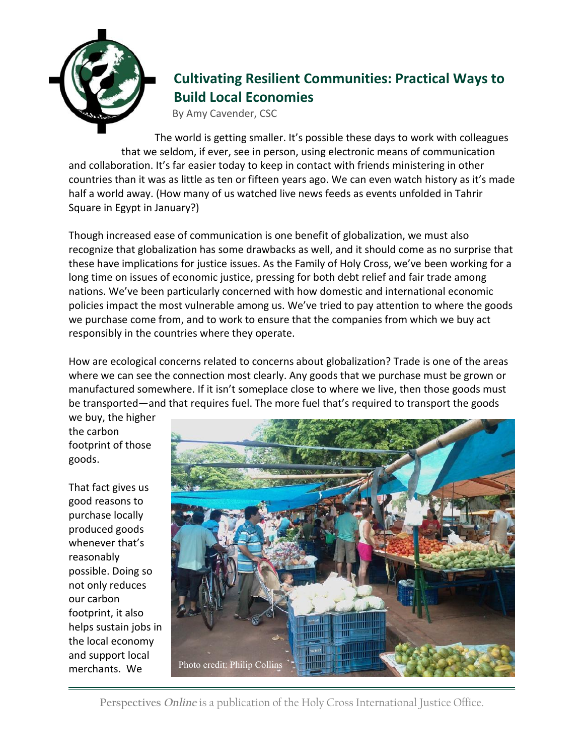# Cultivating Resilient Communities: Practical Ways to Build Local Economies

By Amy Cavender, CSC

The world is getting smaller. It's possible these days to work with colleagues that we seldom, if ever, see in person, using electronic means of communication and collaboration. It's far easier today to keep in contact with friends ministering in other countries than it was as little as ten or fifteen years ago. We can even watch history as it's made half a world away. (How many of us watched live news feeds as events unfolded in Tahrir Square in Egypt in January?)

Though increased ease of communication is one benefit of globalization, we must also recognize that globalization has some drawbacks as well, and it should come as no surprise that these have implications for justice issues. As the Family of Holy Cross, we've been working for a long time on issues of economic justice, pressing for both debt relief and fair trade among nations. We've been particularly concerned with how domestic and international economic policies impact the most vulnerable among us. We've tried to pay attention to where the goods we purchase come from, and to work to ensure that the companies from which we buy act responsibly in the countries where they operate.

How are ecological concerns related to concerns about globalization? Trade is one of the areas where we can see the connection most clearly. Any goods that we purchase must be grown or manufactured somewhere. If it isn't someplace close to where we live, then those goods must be transported—and that requires fuel. The more fuel that's required to transport the goods we buy, the higher the carbon footprint of those goods.

Photo credit: Philip Collins

That fact gives us good reasons to purchase locally produced goods whenever that's reasonably possible. Doing so not only reduces our carbon footprint, it also helps sustain jobs in the local economy and support local merchants. We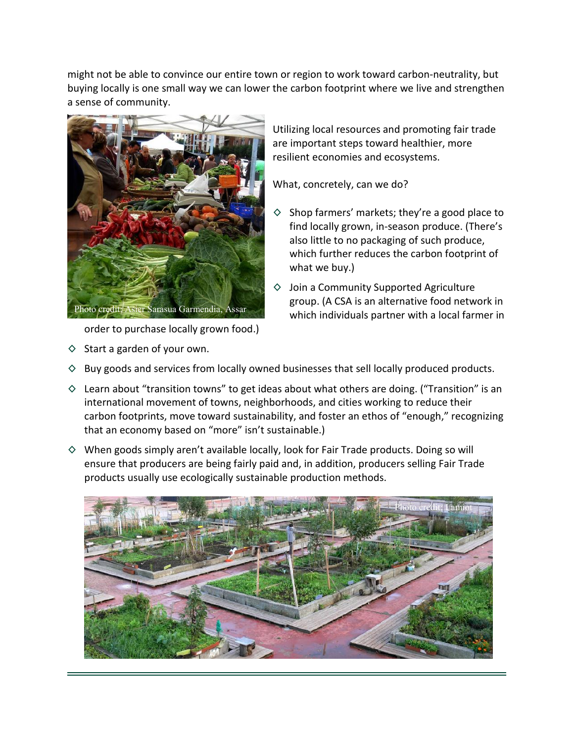might not be able to convince our entire town or region to work toward carbon-neutrality, but buying locally is one small way we can lower the carbon footprint where we live and strengthen a sense of community.

Photo credit: Asier Sarasua Garmendia, Assar

Utilizing local resources and promoting fair trade are important steps toward healthier, more resilient economies and ecosystems.

What, concretely, can we do?

- ◇ Shop farmers' markets; they're a good place to find locally grown, in-season produce. (There's also little to no packaging of such produce, which further reduces the carbon footprint of what we buy.)
- ◇ Join a Community Supported Agriculture group. (A CSA is an alternative food network in which individuals partner with a local farmer in order to purchase locally grown food.)
- ◇ Start a garden of your own.
- ◇ Buy goods and services from locally owned businesses that sell locally produced products.
- ◇ Learn about "transition towns" to get ideas about what others are doing. ("Transition" is an international movement of towns, neighborhoods, and cities working to reduce their carbon footprints, move toward sustainability, and foster an ethos of "enough," recognizing that an economy based on "more" isn't sustainable.)
- ◇ When goods simply aren't available locally, look for Fair Trade products. Doing so will ensure that producers are being fairly paid and, in addition, producers selling Fair Trade products usually use ecologically sustainable production methods.

Photo credit: Lamiot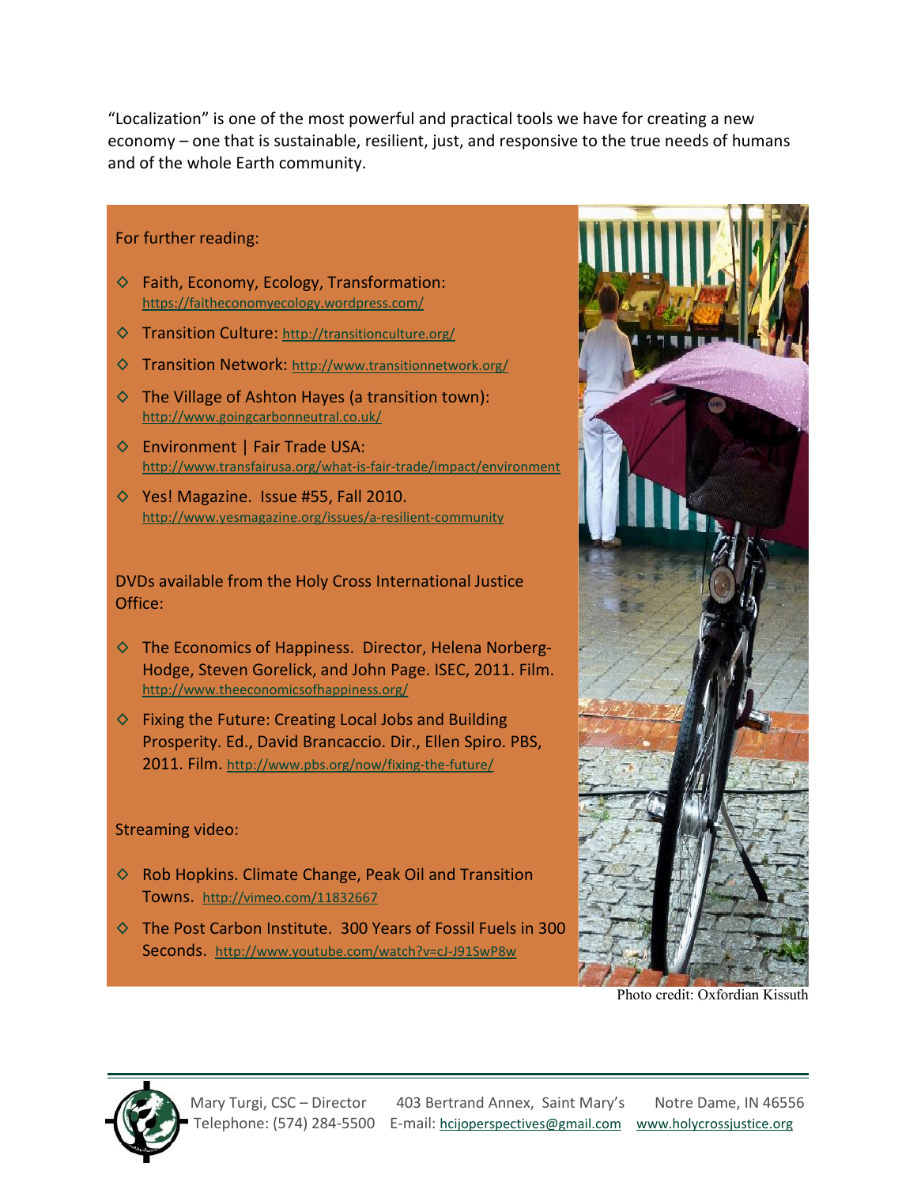"Localization" is one of the most powerful and practical tools we have for creating a new economy – one that is sustainable, resilient, just, and responsive to the true needs of humans and of the whole Earth community.

For further reading:

- Faith, Economy, Ecology, Transformation: https://faitheconomyecology.wordpress.com/
- Transition Culture: http://transitionculture.org/
- Transition Network: http://www.transitionnetwork.org/
- The Village of Ashton Hayes (a transition town): http://www.goingcarbonneutral.co.uk/
- Environment | Fair Trade USA: http://www.transfairusa.org/what-is-fair-trade/impact/environment
- Yes! Magazine. Issue #55, Fall 2010. http://www.yesmagazine.org/issues/a-resilient-community

DVDs available from the Holy Cross International Justice Office:

- The Economics of Happiness. Director, Helena Norberg-Hodge, Steven Gorelick, and John Page. ISEC, 2011. Film. http://www.theeconomicsofhappiness.org/
- Fixing the Future: Creating Local Jobs and Building Prosperity. Ed., David Brancaccio. Dir., Ellen Spiro. PBS, 2011. Film. http://www.pbs.org/now/fixing-the-future/

Streaming video:

- Rob Hopkins. Climate Change, Peak Oil and Transition Towns. http://vimeo.com/11832667
- The Post Carbon Institute. 300 Years of Fossil Fuels in 300 Seconds. http://www.youtube.com/watch?v=cJ-J91SwP8w

Photo credit: Oxfordian Kissuth

Mary Turgi, CSC – Director 403 Bertrand Annex, Saint Mary's Notre Dame, IN 46556
Telephone: (574) 284-5500 E-mail: hcijoperspectives@gmail.com www.holycrossjustice.org